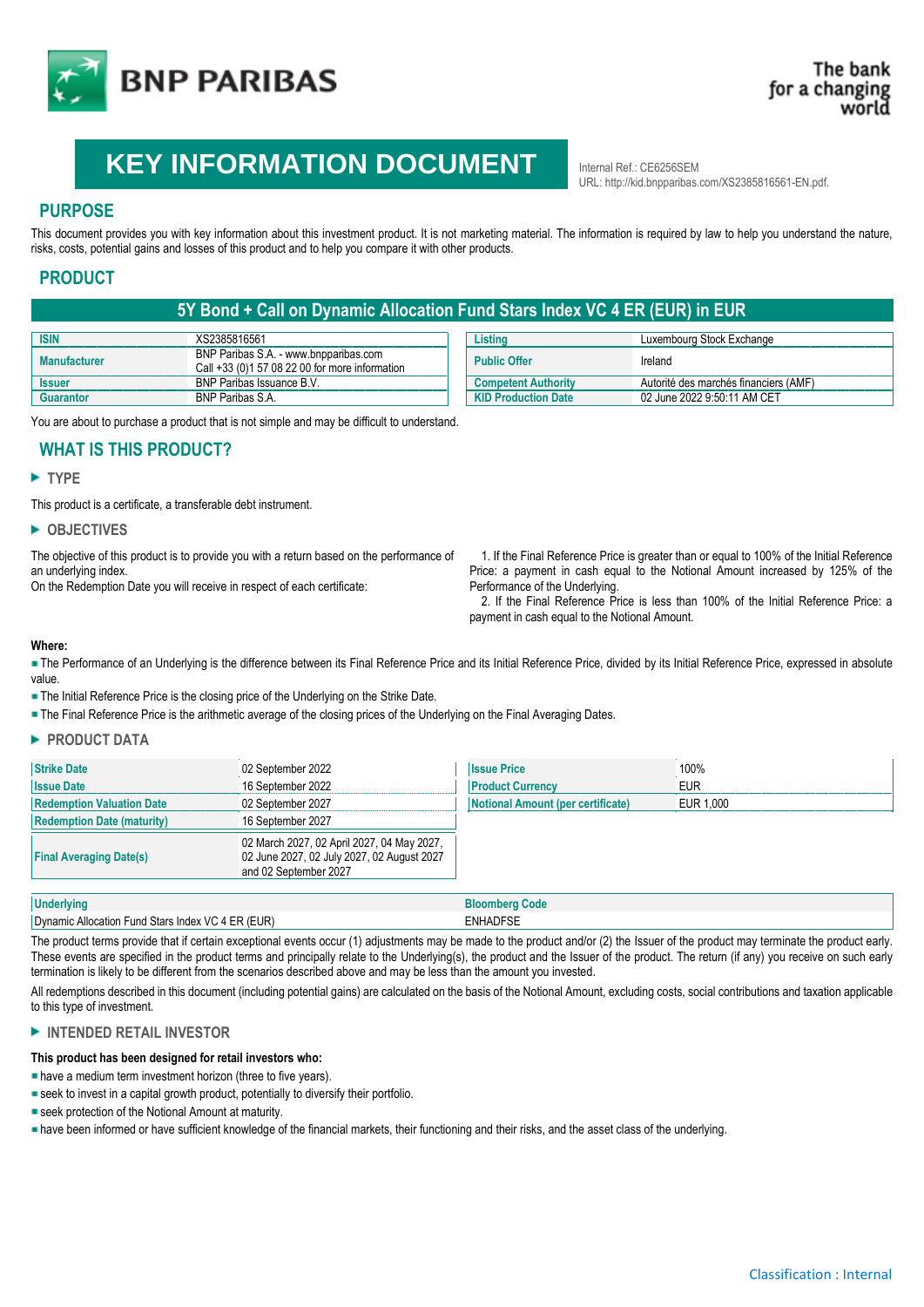# KEY INFORMATION DOCUMENT

Internal Ref.: CE6256SEM
URL: http://kid.bnpparibas.com/XS2385816561-EN.pdf.

## PURPOSE

This document provides you with key information about this investment product. It is not marketing material. The information is required by law to help you understand the nature, risks, costs, potential gains and losses of this product and to help you compare it with other products.

## PRODUCT

### 5Y Bond + Call on Dynamic Allocation Fund Stars Index VC 4 ER (EUR) in EUR

| ISIN | XS2385816561 | Listing | Luxembourg Stock Exchange |
|---|---|---|---|
| Manufacturer | BNP Paribas S.A. - www.bnpparibas.com<br>Call +33 (0)1 57 08 22 00 for more information | Public Offer | Ireland |
| Issuer | BNP Paribas Issuance B.V. | Competent Authority | Autorité des marchés financiers (AMF) |
| Guarantor | BNP Paribas S.A. | KID Production Date | 02 June 2022 9:50:11 AM CET |

You are about to purchase a product that is not simple and may be difficult to understand.

## WHAT IS THIS PRODUCT?

### TYPE

This product is a certificate, a transferable debt instrument.

### OBJECTIVES

The objective of this product is to provide you with a return based on the performance of an underlying index.
On the Redemption Date you will receive in respect of each certificate:

1. If the Final Reference Price is greater than or equal to 100% of the Initial Reference Price: a payment in cash equal to the Notional Amount increased by 125% of the Performance of the Underlying.
2. If the Final Reference Price is less than 100% of the Initial Reference Price: a payment in cash equal to the Notional Amount.

**Where:**

- The Performance of an Underlying is the difference between its Final Reference Price and its Initial Reference Price, divided by its Initial Reference Price, expressed in absolute value.
- The Initial Reference Price is the closing price of the Underlying on the Strike Date.
- The Final Reference Price is the arithmetic average of the closing prices of the Underlying on the Final Averaging Dates.

### PRODUCT DATA

| Strike Date | 02 September 2022 |
|---|---|
| Issue Date | 16 September 2022 |
| Redemption Valuation Date | 02 September 2027 |
| Redemption Date (maturity) | 16 September 2027 |
| Final Averaging Date(s) | 02 March 2027, 02 April 2027, 04 May 2027, 02 June 2027, 02 July 2027, 02 August 2027 and 02 September 2027 |

| Issue Price | 100% |
|---|---|
| Product Currency | EUR |
| Notional Amount (per certificate) | EUR 1,000 |

| Underlying | Bloomberg Code |
|---|---|
| Dynamic Allocation Fund Stars Index VC 4 ER (EUR) | ENHADFSE |

The product terms provide that if certain exceptional events occur (1) adjustments may be made to the product and/or (2) the Issuer of the product may terminate the product early. These events are specified in the product terms and principally relate to the Underlying(s), the product and the Issuer of the product. The return (if any) you receive on such early termination is likely to be different from the scenarios described above and may be less than the amount you invested.

All redemptions described in this document (including potential gains) are calculated on the basis of the Notional Amount, excluding costs, social contributions and taxation applicable to this type of investment.

### INTENDED RETAIL INVESTOR

**This product has been designed for retail investors who:**

- have a medium term investment horizon (three to five years).
- seek to invest in a capital growth product, potentially to diversify their portfolio.
- seek protection of the Notional Amount at maturity.
- have been informed or have sufficient knowledge of the financial markets, their functioning and their risks, and the asset class of the underlying.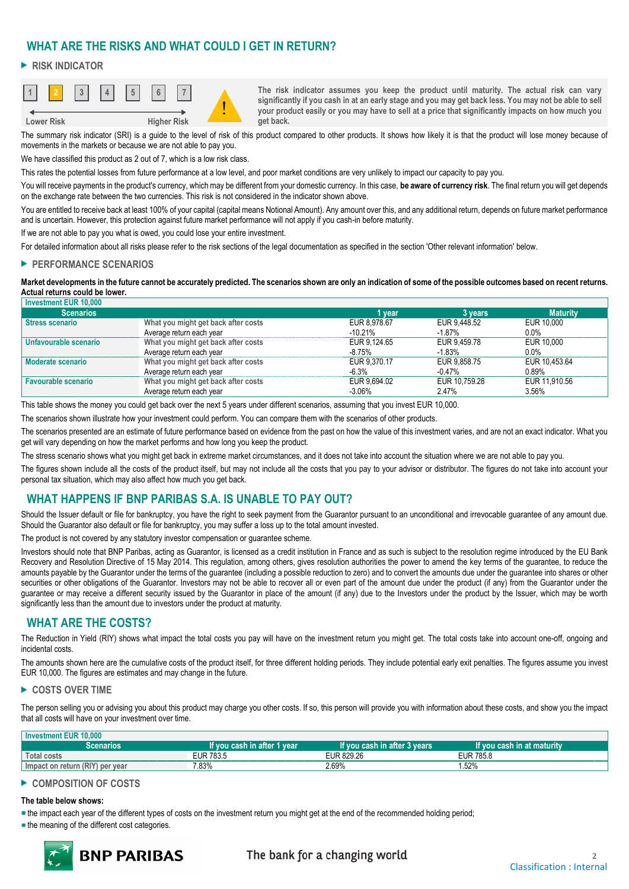## WHAT ARE THE RISKS AND WHAT COULD I GET IN RETURN?

### RISK INDICATOR

1 **2** 3 4 5 6 7

Lower Risk — Higher Risk

**The risk indicator assumes you keep the product until maturity. The actual risk can vary significantly if you cash in at an early stage and you may get back less. You may not be able to sell your product easily or you may have to sell at a price that significantly impacts on how much you get back.**

The summary risk indicator (SRI) is a guide to the level of risk of this product compared to other products. It shows how likely it is that the product will lose money because of movements in the markets or because we are not able to pay you.

We have classified this product as 2 out of 7, which is a low risk class.

This rates the potential losses from future performance at a low level, and poor market conditions are very unlikely to impact our capacity to pay you.

You will receive payments in the product's currency, which may be different from your domestic currency. In this case, **be aware of currency risk**. The final return you will get depends on the exchange rate between the two currencies. This risk is not considered in the indicator shown above.

You are entitled to receive back at least 100% of your capital (capital means Notional Amount). Any amount over this, and any additional return, depends on future market performance and is uncertain. However, this protection against future market performance will not apply if you cash-in before maturity.

If we are not able to pay you what is owed, you could lose your entire investment.

For detailed information about all risks please refer to the risk sections of the legal documentation as specified in the section 'Other relevant information' below.

### PERFORMANCE SCENARIOS

**Market developments in the future cannot be accurately predicted. The scenarios shown are only an indication of some of the possible outcomes based on recent returns. Actual returns could be lower.**

| Investment EUR 10,000 | | | | |
|---|---|---|---|---|
| **Scenarios** | | **1 year** | **3 years** | **Maturity** |
| **Stress scenario** | What you might get back after costs | EUR 8,978.67 | EUR 9,448.52 | EUR 10,000 |
| | Average return each year | -10.21% | -1.87% | 0.0% |
| **Unfavourable scenario** | What you might get back after costs | EUR 9,124.65 | EUR 9,459.78 | EUR 10,000 |
| | Average return each year | -8.75% | -1.83% | 0.0% |
| **Moderate scenario** | What you might get back after costs | EUR 9,370.17 | EUR 9,858.75 | EUR 10,453.64 |
| | Average return each year | -6.3% | -0.47% | 0.89% |
| **Favourable scenario** | What you might get back after costs | EUR 9,694.02 | EUR 10,759.28 | EUR 11,910.56 |
| | Average return each year | -3.06% | 2.47% | 3.56% |

This table shows the money you could get back over the next 5 years under different scenarios, assuming that you invest EUR 10,000.

The scenarios shown illustrate how your investment could perform. You can compare them with the scenarios of other products.

The scenarios presented are an estimate of future performance based on evidence from the past on how the value of this investment varies, and are not an exact indicator. What you get will vary depending on how the market performs and how long you keep the product.

The stress scenario shows what you might get back in extreme market circumstances, and it does not take into account the situation where we are not able to pay you.

The figures shown include all the costs of the product itself, but may not include all the costs that you pay to your advisor or distributor. The figures do not take into account your personal tax situation, which may also affect how much you get back.

## WHAT HAPPENS IF BNP PARIBAS S.A. IS UNABLE TO PAY OUT?

Should the Issuer default or file for bankruptcy, you have the right to seek payment from the Guarantor pursuant to an unconditional and irrevocable guarantee of any amount due. Should the Guarantor also default or file for bankruptcy, you may suffer a loss up to the total amount invested.

The product is not covered by any statutory investor compensation or guarantee scheme.

Investors should note that BNP Paribas, acting as Guarantor, is licensed as a credit institution in France and as such is subject to the resolution regime introduced by the EU Bank Recovery and Resolution Directive of 15 May 2014. This regulation, among others, gives resolution authorities the power to amend the key terms of the guarantee, to reduce the amounts payable by the Guarantor under the terms of the guarantee (including a possible reduction to zero) and to convert the amounts due under the guarantee into shares or other securities or other obligations of the Guarantor. Investors may not be able to recover all or even part of the amount due under the product (if any) from the Guarantor under the guarantee or may receive a different security issued by the Guarantor in place of the amount (if any) due to the Investors under the product by the Issuer, which may be worth significantly less than the amount due to investors under the product at maturity.

## WHAT ARE THE COSTS?

The Reduction in Yield (RIY) shows what impact the total costs you pay will have on the investment return you might get. The total costs take into account one-off, ongoing and incidental costs.

The amounts shown here are the cumulative costs of the product itself, for three different holding periods. They include potential early exit penalties. The figures assume you invest EUR 10,000. The figures are estimates and may change in the future.

### COSTS OVER TIME

The person selling you or advising you about this product may charge you other costs. If so, this person will provide you with information about these costs, and show you the impact that all costs will have on your investment over time.

| Investment EUR 10,000 | | | |
|---|---|---|---|
| **Scenarios** | **If you cash in after 1 year** | **If you cash in after 3 years** | **If you cash in at maturity** |
| Total costs | EUR 783.5 | EUR 829.26 | EUR 785.8 |
| Impact on return (RIY) per year | 7.83% | 2.69% | 1.52% |

### COMPOSITION OF COSTS

**The table below shows:**

- the impact each year of the different types of costs on the investment return you might get at the end of the recommended holding period;
- the meaning of the different cost categories.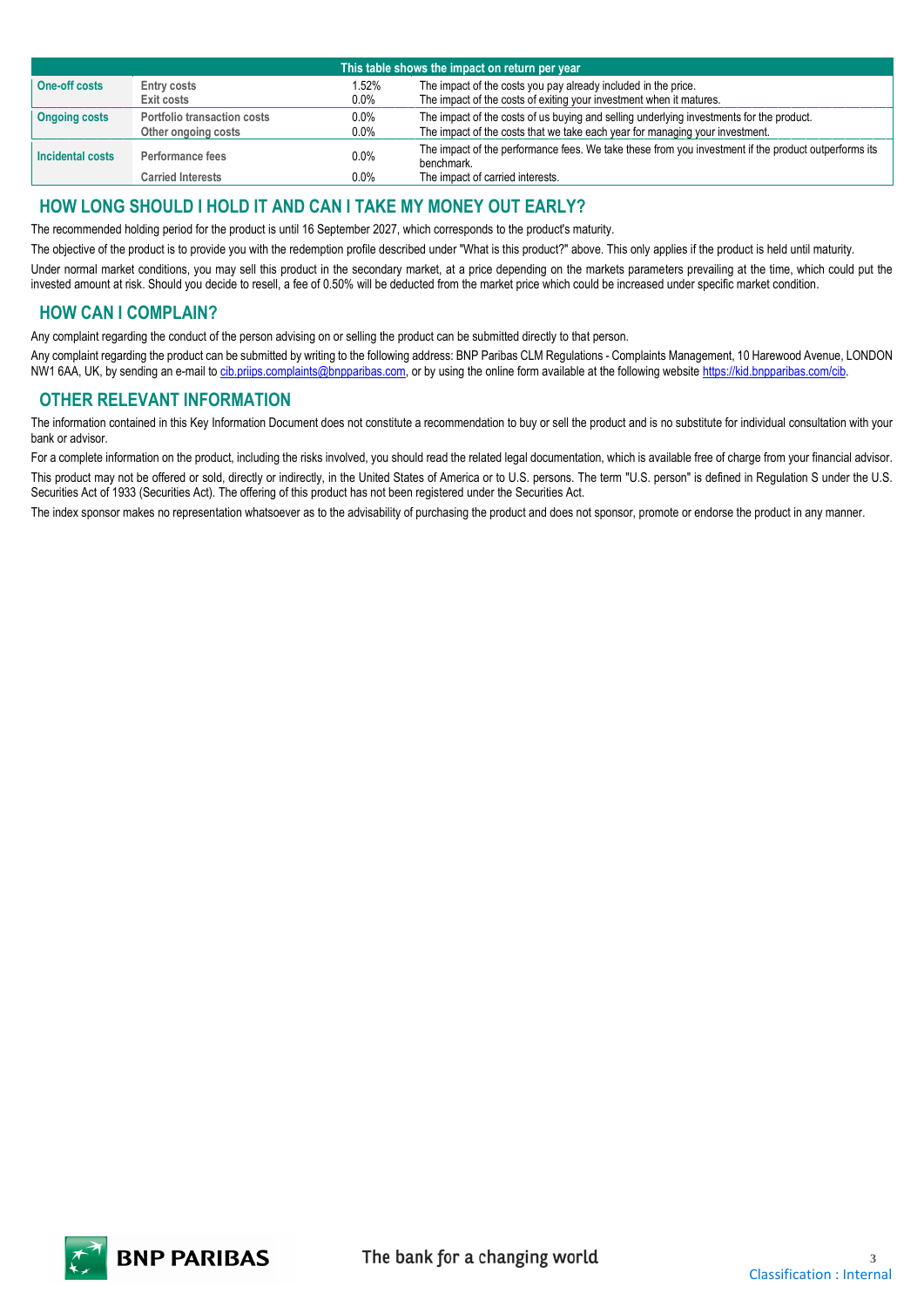| This table shows the impact on return per year | | | |
|---|---|---|---|
| **One-off costs** | Entry costs | 1.52% | The impact of the costs you pay already included in the price. |
| | Exit costs | 0.0% | The impact of the costs of exiting your investment when it matures. |
| **Ongoing costs** | Portfolio transaction costs | 0.0% | The impact of the costs of us buying and selling underlying investments for the product. |
| | Other ongoing costs | 0.0% | The impact of the costs that we take each year for managing your investment. |
| **Incidental costs** | Performance fees | 0.0% | The impact of the performance fees. We take these from you investment if the product outperforms its benchmark. |
| | Carried Interests | 0.0% | The impact of carried interests. |

## HOW LONG SHOULD I HOLD IT AND CAN I TAKE MY MONEY OUT EARLY?

The recommended holding period for the product is until 16 September 2027, which corresponds to the product's maturity.

The objective of the product is to provide you with the redemption profile described under "What is this product?" above. This only applies if the product is held until maturity.

Under normal market conditions, you may sell this product in the secondary market, at a price depending on the markets parameters prevailing at the time, which could put the invested amount at risk. Should you decide to resell, a fee of 0.50% will be deducted from the market price which could be increased under specific market condition.

## HOW CAN I COMPLAIN?

Any complaint regarding the conduct of the person advising on or selling the product can be submitted directly to that person.

Any complaint regarding the product can be submitted by writing to the following address: BNP Paribas CLM Regulations - Complaints Management, 10 Harewood Avenue, LONDON NW1 6AA, UK, by sending an e-mail to cib.priips.complaints@bnpparibas.com, or by using the online form available at the following website https://kid.bnpparibas.com/cib.

## OTHER RELEVANT INFORMATION

The information contained in this Key Information Document does not constitute a recommendation to buy or sell the product and is no substitute for individual consultation with your bank or advisor.

For a complete information on the product, including the risks involved, you should read the related legal documentation, which is available free of charge from your financial advisor.

This product may not be offered or sold, directly or indirectly, in the United States of America or to U.S. persons. The term "U.S. person" is defined in Regulation S under the U.S. Securities Act of 1933 (Securities Act). The offering of this product has not been registered under the Securities Act.

The index sponsor makes no representation whatsoever as to the advisability of purchasing the product and does not sponsor, promote or endorse the product in any manner.